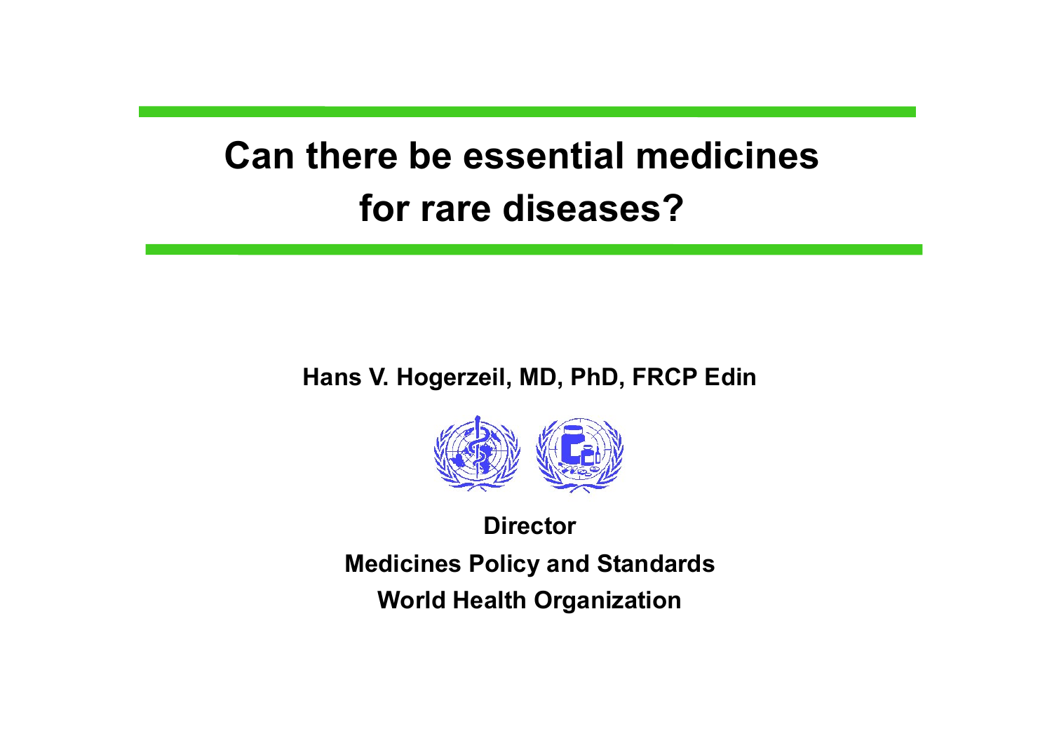# Can there be essential medicines for rare diseases?

**Hans V. Hogerzeil, MD, PhD, FRCP Edin**

**Director**

**Medicines Policy and Standards**

**World Health Organization**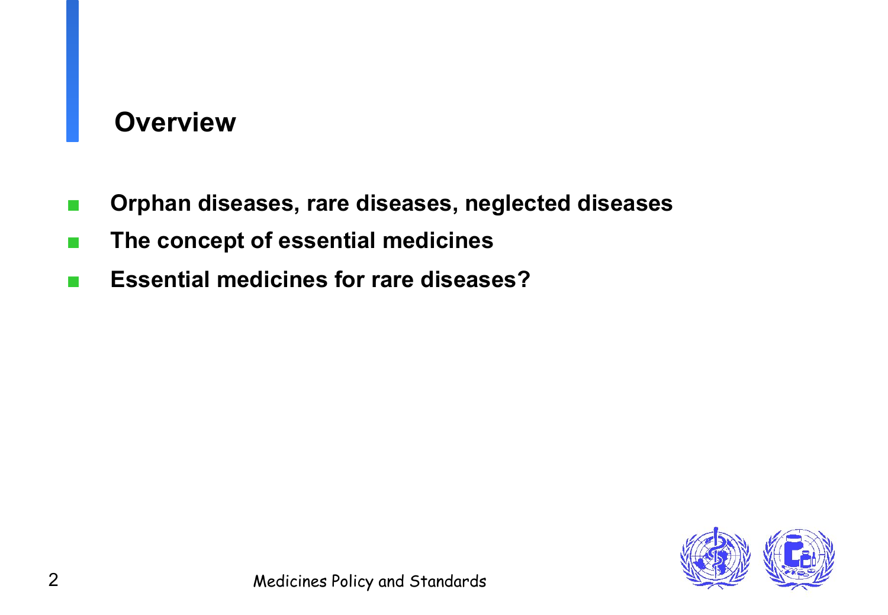## Overview

- **Orphan diseases, rare diseases, neglected diseases**
- **The concept of essential medicines**
- **Essential medicines for rare diseases?**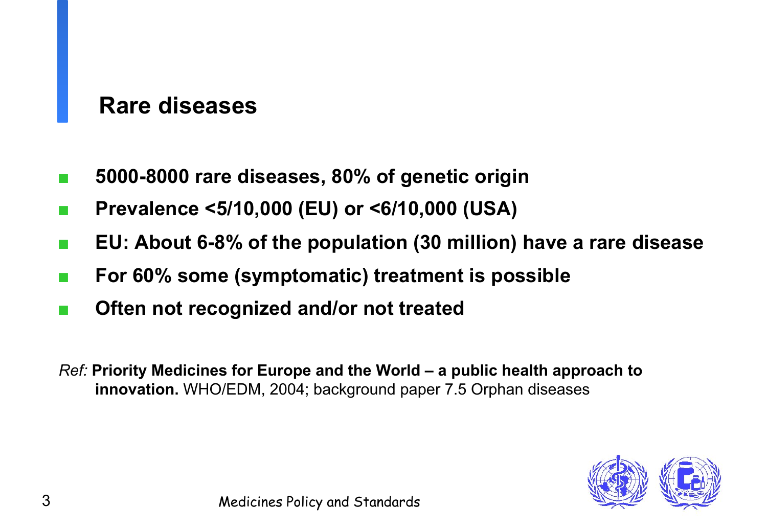## Rare diseases

- **5000-8000 rare diseases, 80% of genetic origin**
- **Prevalence <5/10,000 (EU) or <6/10,000 (USA)**
- **EU: About 6-8% of the population (30 million) have a rare disease**
- **For 60% some (symptomatic) treatment is possible**
- **Often not recognized and/or not treated**

*Ref:* **Priority Medicines for Europe and the World – a public health approach to innovation.** WHO/EDM, 2004; background paper 7.5 Orphan diseases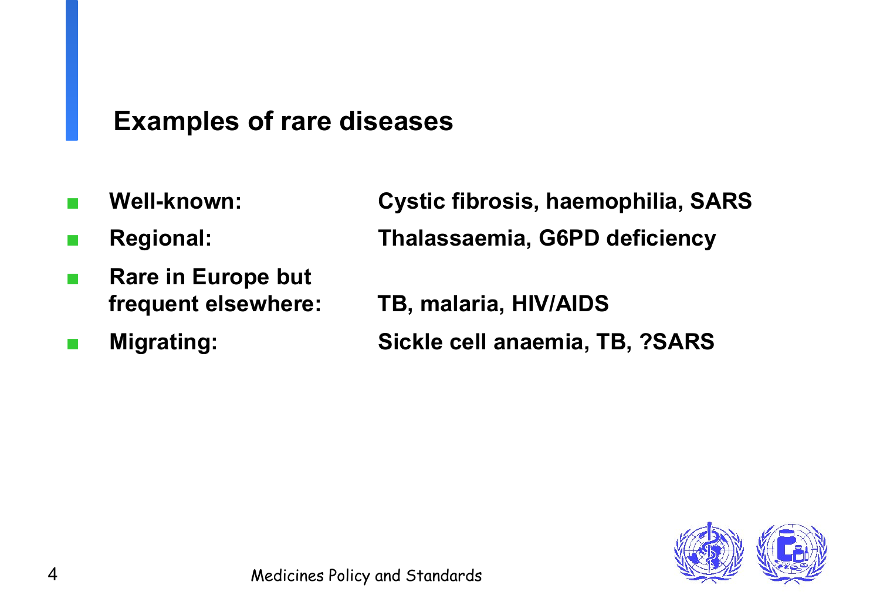## Examples of rare diseases

- **Well-known:** **Cystic fibrosis, haemophilia, SARS**
- **Regional:** **Thalassaemia, G6PD deficiency**
- **Rare in Europe but frequent elsewhere:** **TB, malaria, HIV/AIDS**
- **Migrating:** **Sickle cell anaemia, TB, ?SARS**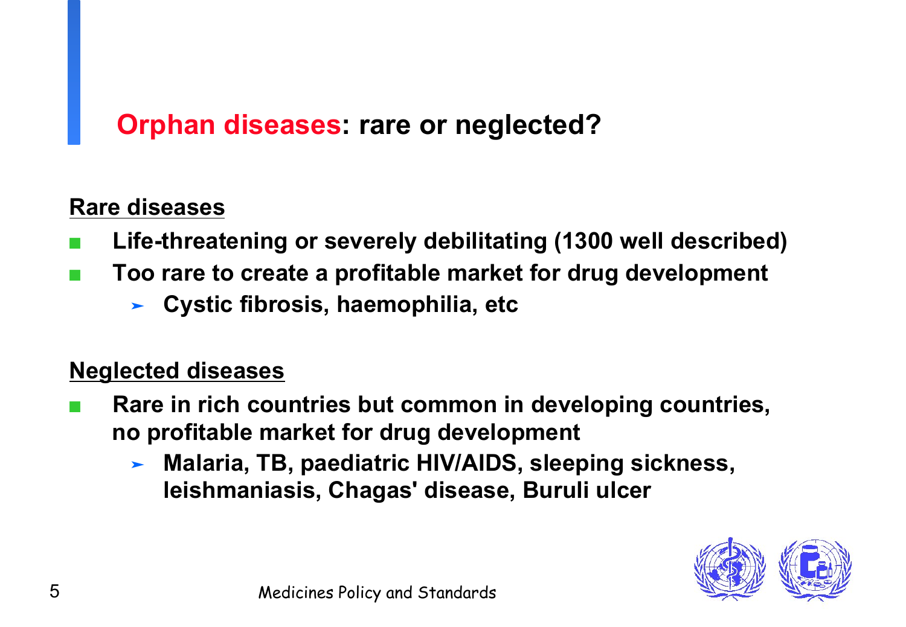## Orphan diseases: rare or neglected?

**Rare diseases**

- **Life-threatening or severely debilitating (1300 well described)**
- **Too rare to create a profitable market for drug development**
  - **Cystic fibrosis, haemophilia, etc**

**Neglected diseases**

- **Rare in rich countries but common in developing countries, no profitable market for drug development**
  - **Malaria, TB, paediatric HIV/AIDS, sleeping sickness, leishmaniasis, Chagas' disease, Buruli ulcer**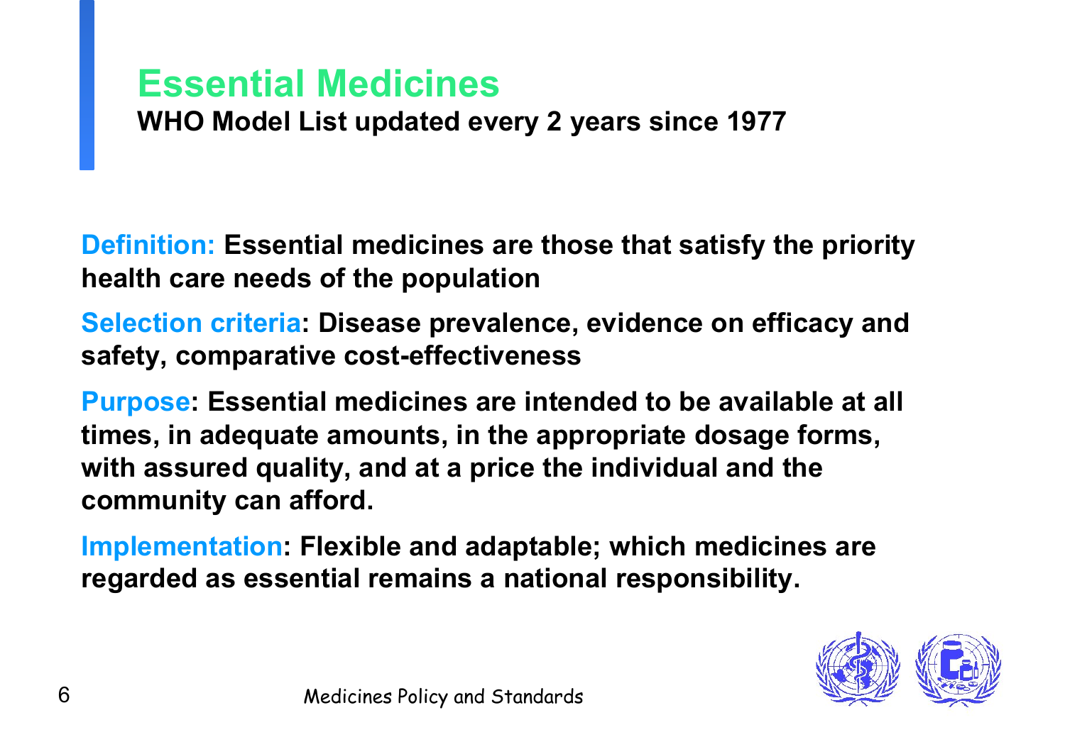# Essential Medicines

**WHO Model List updated every 2 years since 1977**

**Definition: Essential medicines are those that satisfy the priority health care needs of the population**

**Selection criteria: Disease prevalence, evidence on efficacy and safety, comparative cost-effectiveness**

**Purpose: Essential medicines are intended to be available at all times, in adequate amounts, in the appropriate dosage forms, with assured quality, and at a price the individual and the community can afford.**

**Implementation: Flexible and adaptable; which medicines are regarded as essential remains a national responsibility.**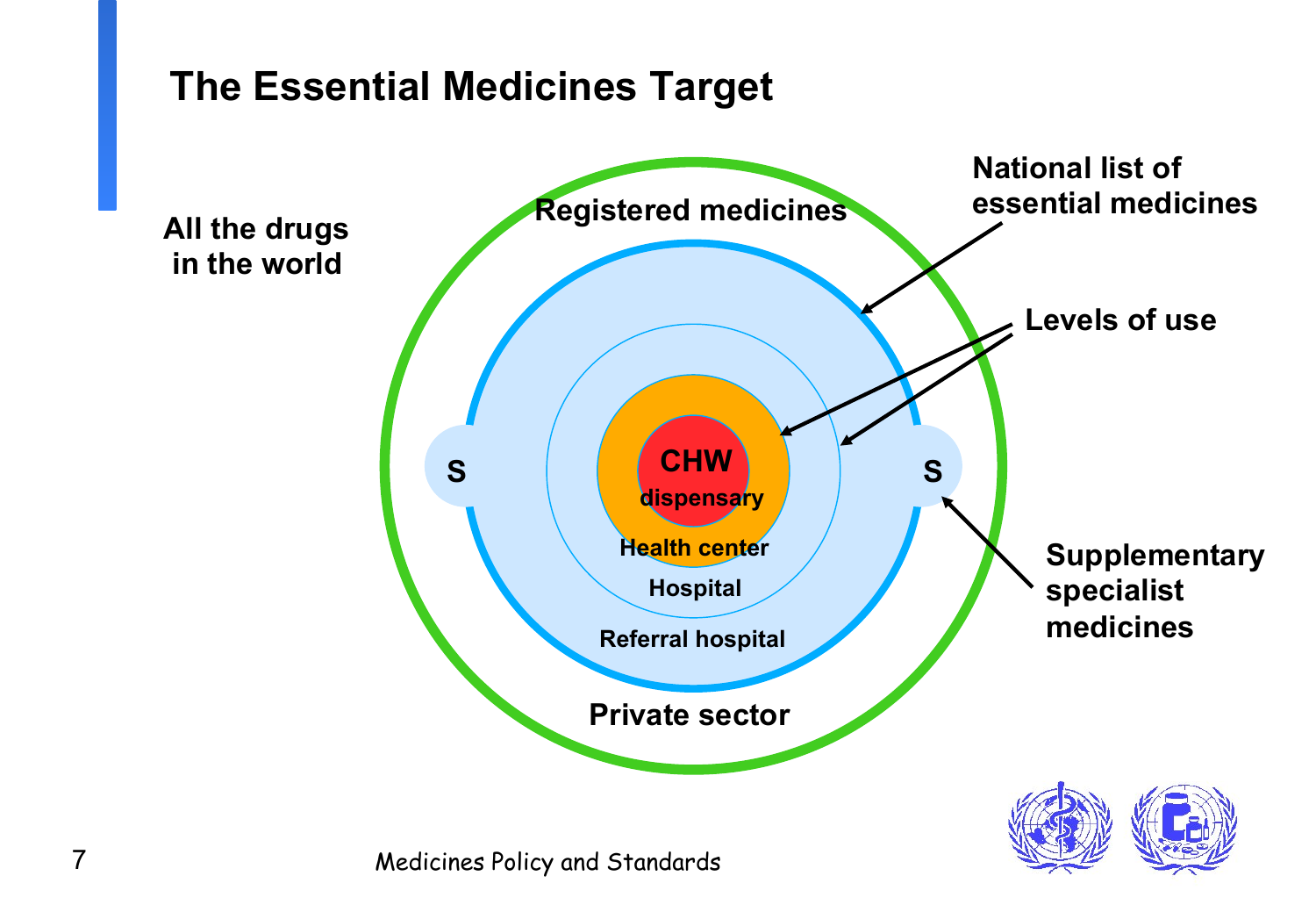# The Essential Medicines Target

All the drugs in the world

Registered medicines

National list of essential medicines

Levels of use

CHW

dispensary

Health center

Hospital

Referral hospital

S

S

Supplementary specialist medicines

Private sector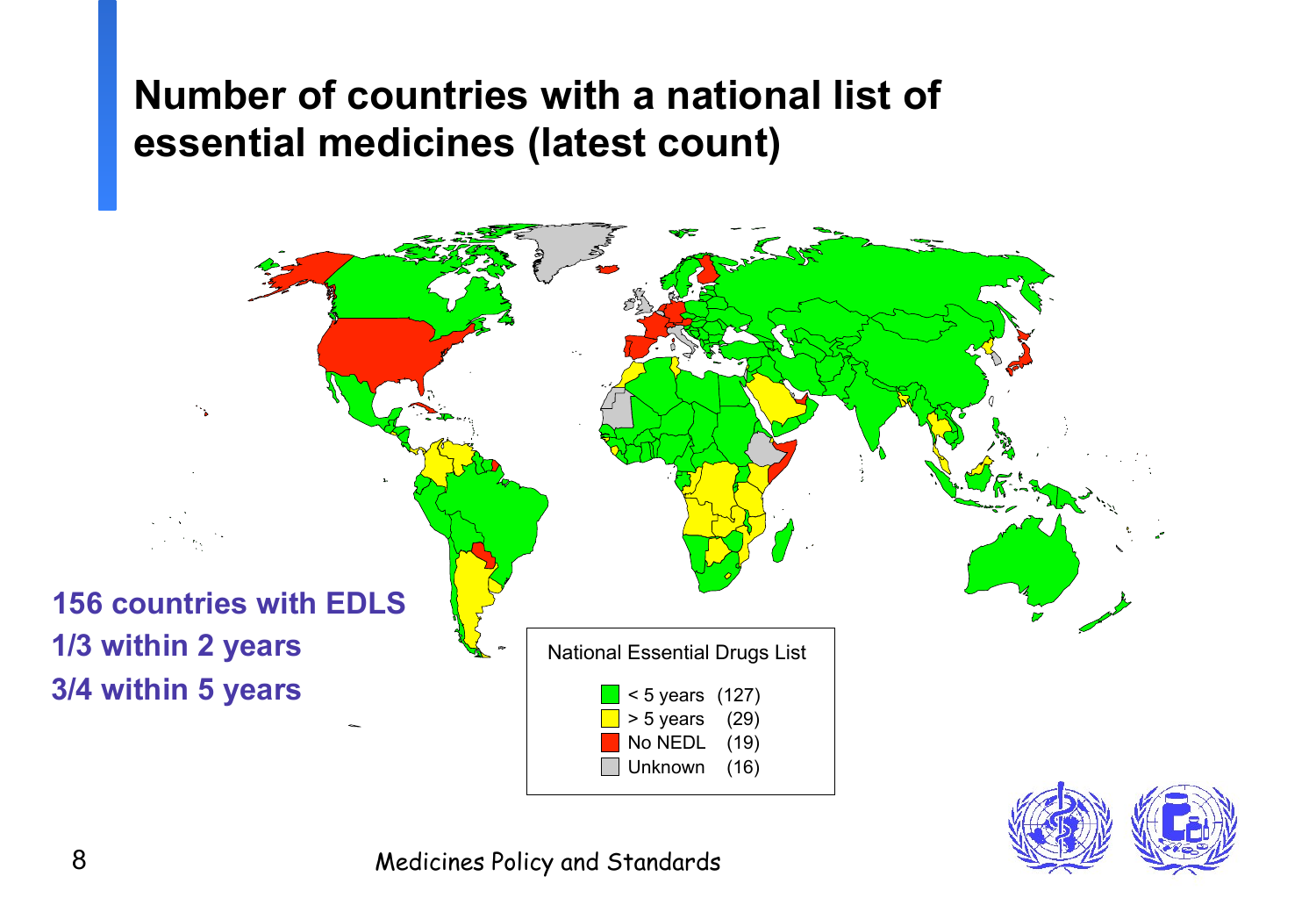# Number of countries with a national list of essential medicines (latest count)

**156 countries with EDLS**
**1/3 within 2 years**
**3/4 within 5 years**

National Essential Drugs List

| | |
|---|---|
| < 5 years | (127) |
| > 5 years | (29) |
| No NEDL | (19) |
| Unknown | (16) |

Medicines Policy and Standards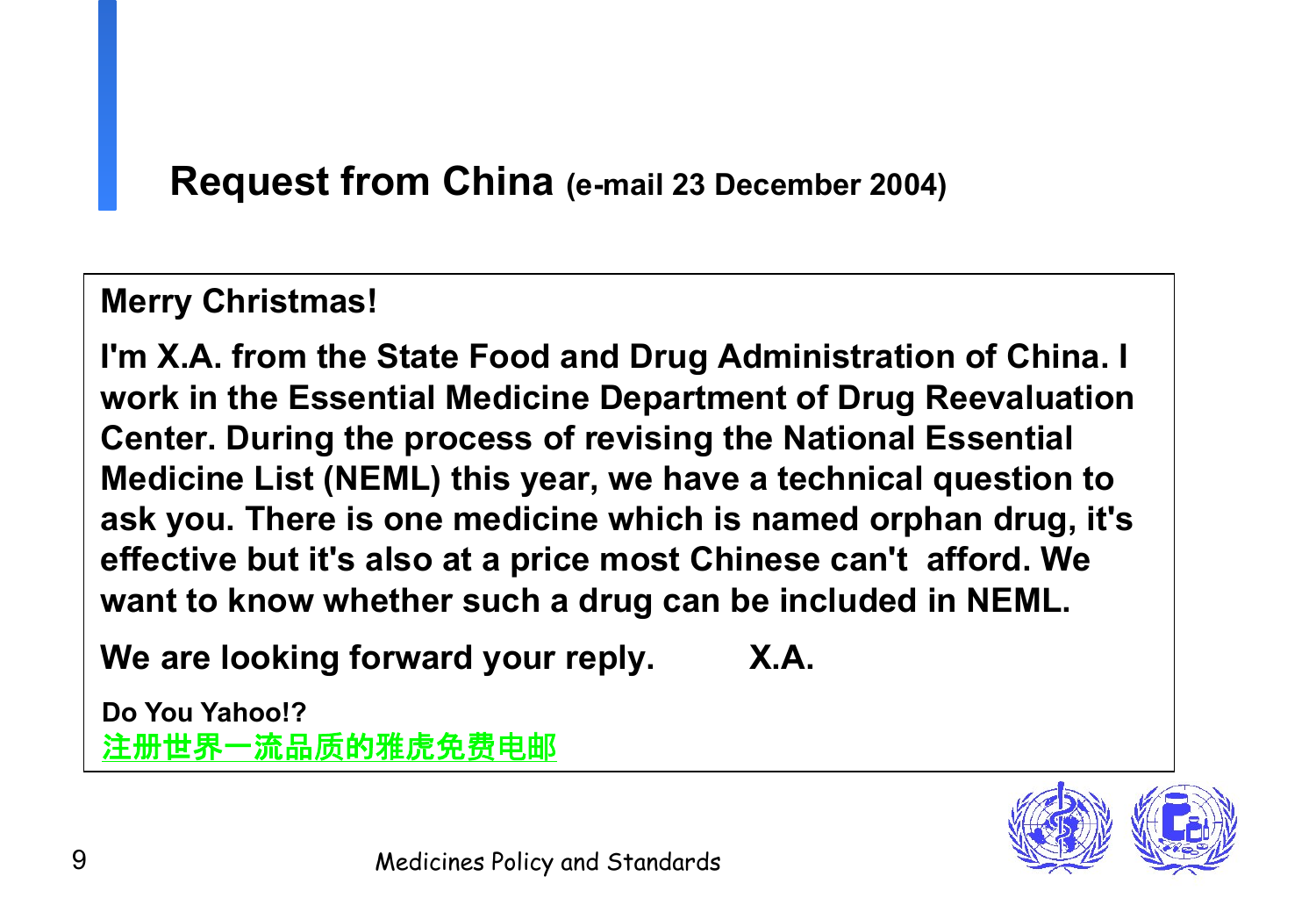## Request from China (e-mail 23 December 2004)

**Merry Christmas!**

**I'm X.A. from the State Food and Drug Administration of China. I work in the Essential Medicine Department of Drug Reevaluation Center. During the process of revising the National Essential Medicine List (NEML) this year, we have a technical question to ask you. There is one medicine which is named orphan drug, it's effective but it's also at a price most Chinese can't afford. We want to know whether such a drug can be included in NEML.**

**We are looking forward your reply. X.A.**

**Do You Yahoo!?**
**注册世界一流品质的雅虎免费电邮**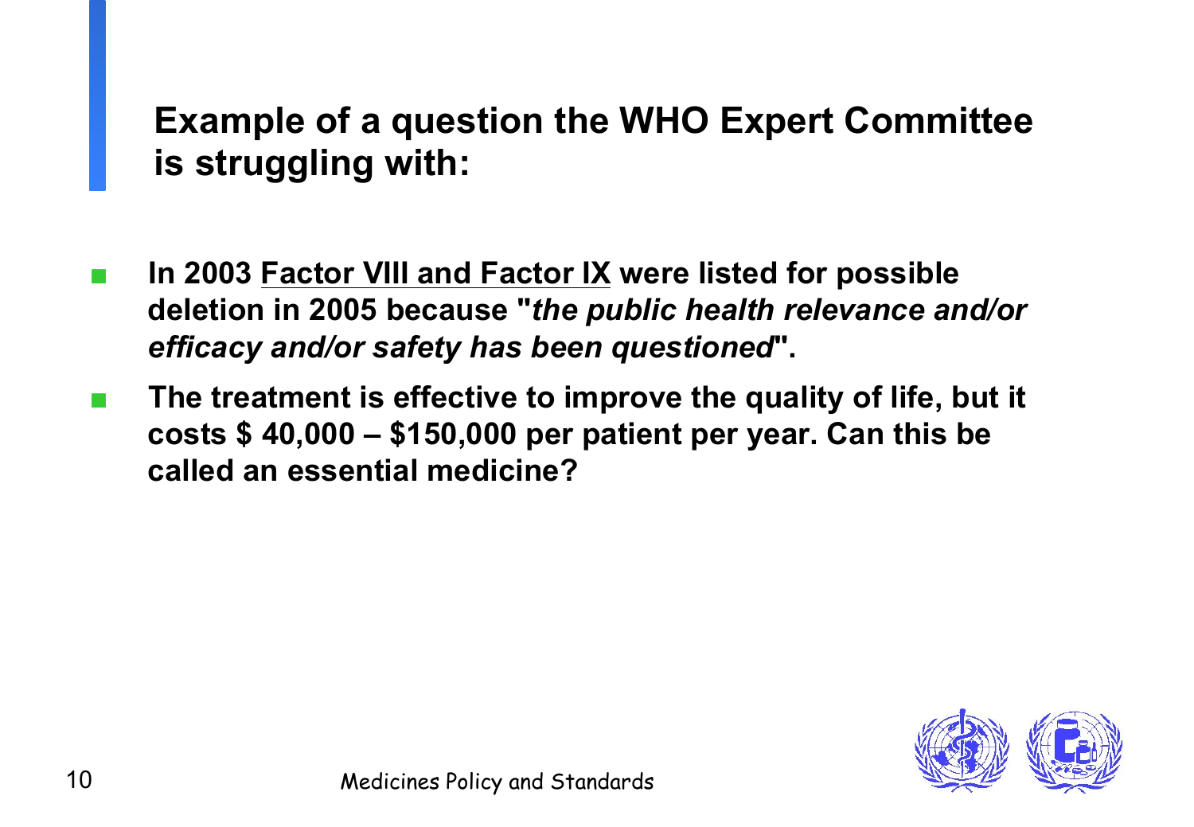## Example of a question the WHO Expert Committee is struggling with:

- **In 2003 <u>Factor VIII and Factor IX</u> were listed for possible deletion in 2005 because "*the public health relevance and/or efficacy and/or safety has been questioned*".**
- **The treatment is effective to improve the quality of life, but it costs \$ 40,000 – \$150,000 per patient per year. Can this be called an essential medicine?**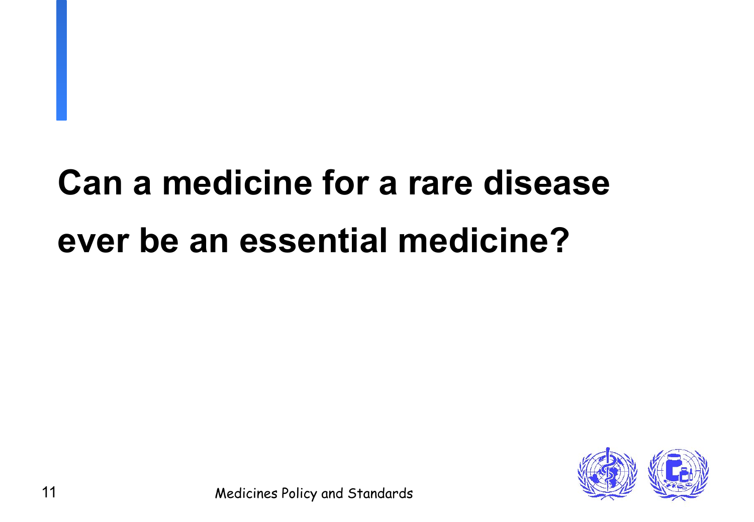# Can a medicine for a rare disease ever be an essential medicine?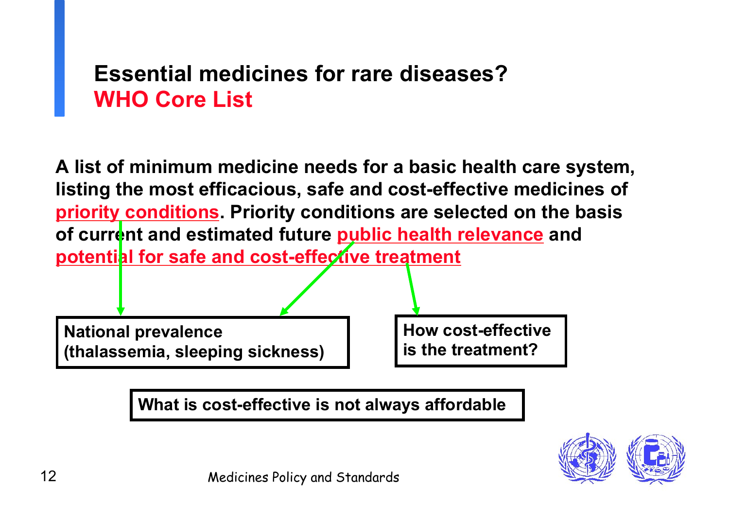## Essential medicines for rare diseases?
## WHO Core List

**A list of minimum medicine needs for a basic health care system, listing the most efficacious, safe and cost-effective medicines of priority conditions. Priority conditions are selected on the basis of current and estimated future public health relevance and potential for safe and cost-effective treatment**

**National prevalence (thalassemia, sleeping sickness)**

**How cost-effective is the treatment?**

**What is cost-effective is not always affordable**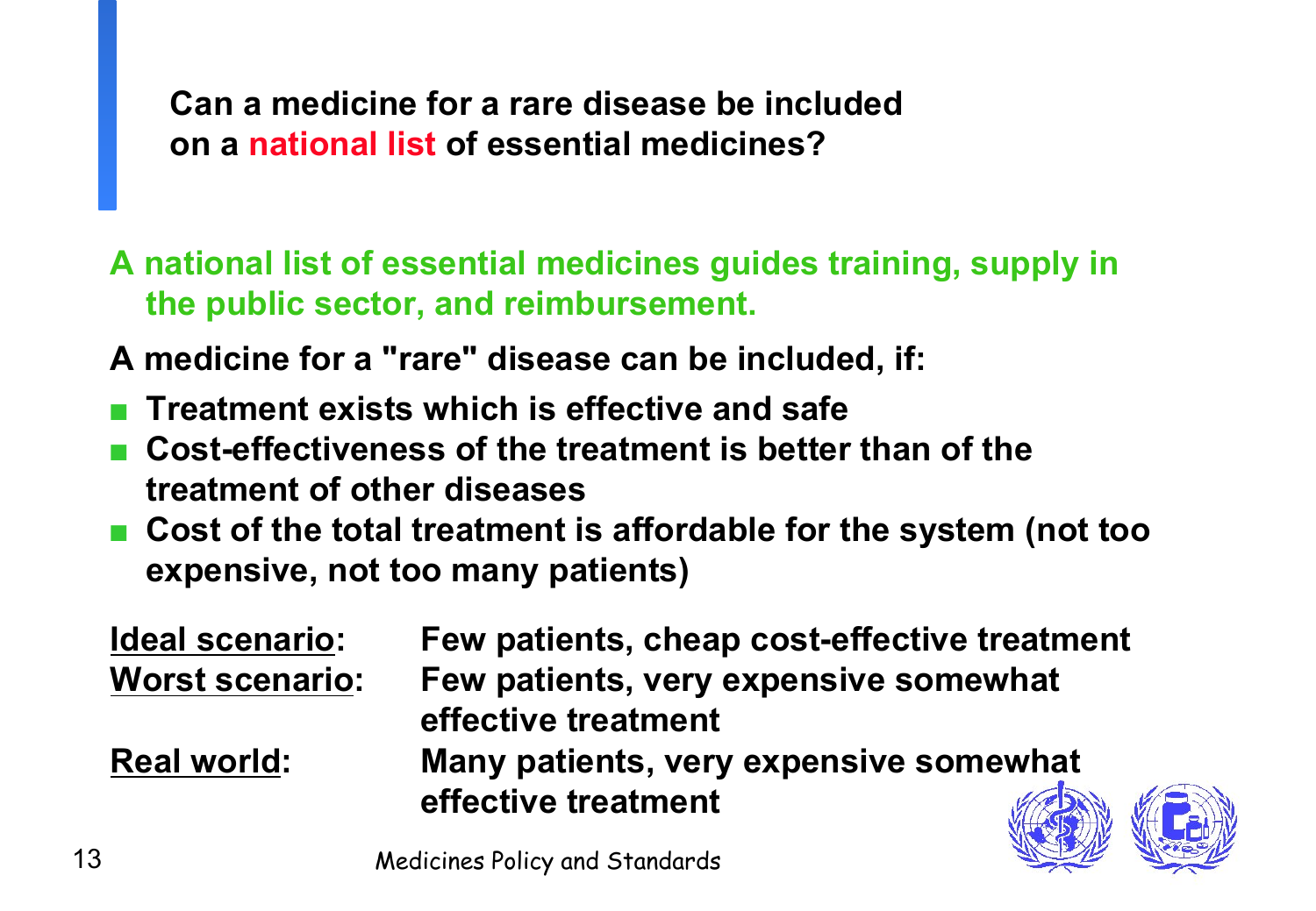## Can a medicine for a rare disease be included on a national list of essential medicines?

**A national list of essential medicines guides training, supply in the public sector, and reimbursement.**

**A medicine for a "rare" disease can be included, if:**

- **Treatment exists which is effective and safe**
- **Cost-effectiveness of the treatment is better than of the treatment of other diseases**
- **Cost of the total treatment is affordable for the system (not too expensive, not too many patients)**

| | |
|---|---|
| **Ideal scenario:** | **Few patients, cheap cost-effective treatment** |
| **Worst scenario:** | **Few patients, very expensive somewhat effective treatment** |
| **Real world:** | **Many patients, very expensive somewhat effective treatment** |

Medicines Policy and Standards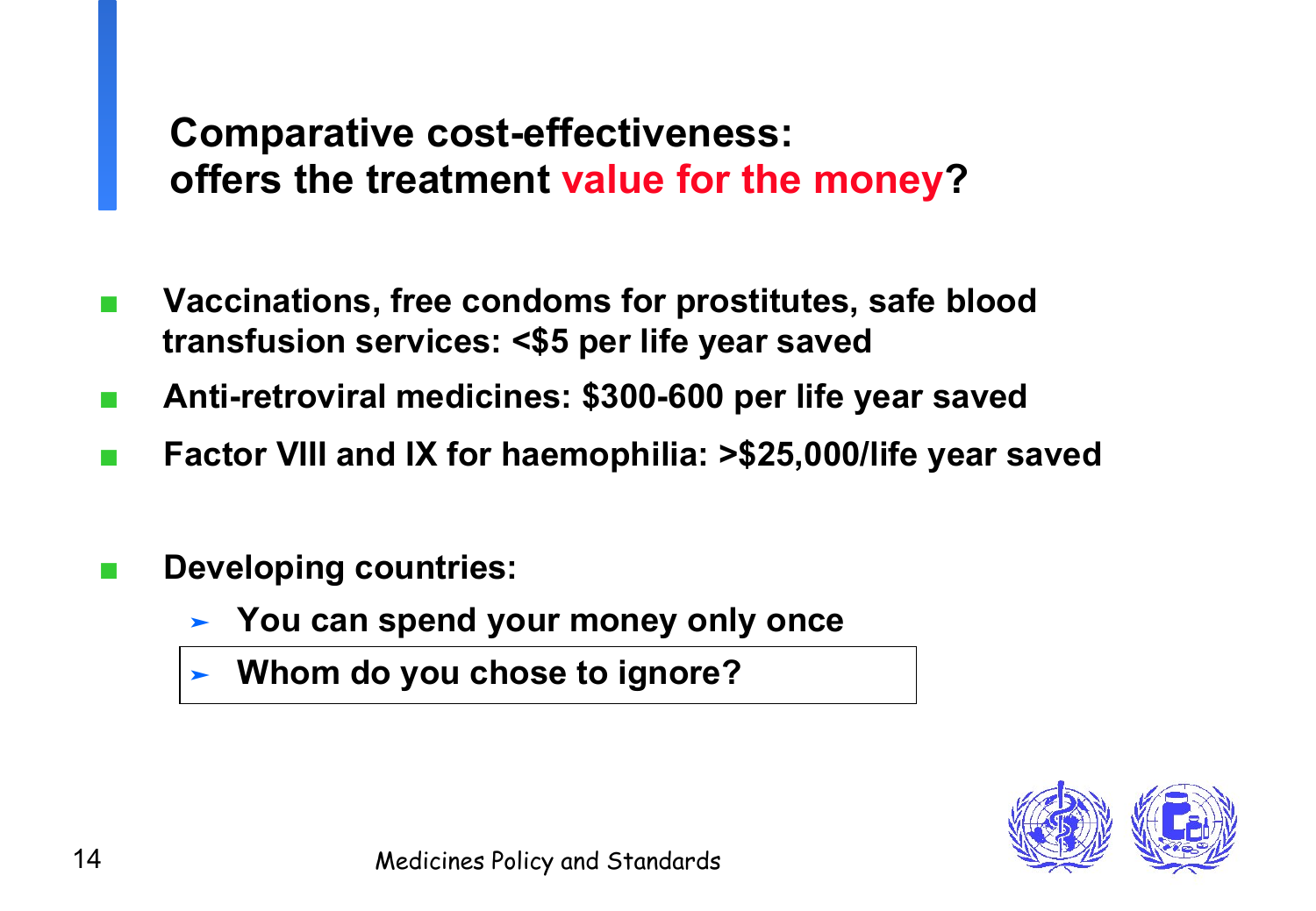## Comparative cost-effectiveness: offers the treatment value for the money?

- Vaccinations, free condoms for prostitutes, safe blood transfusion services: <$5 per life year saved
- Anti-retroviral medicines: $300-600 per life year saved
- Factor VIII and IX for haemophilia: >$25,000/life year saved

- Developing countries:
  - You can spend your money only once
  - Whom do you chose to ignore?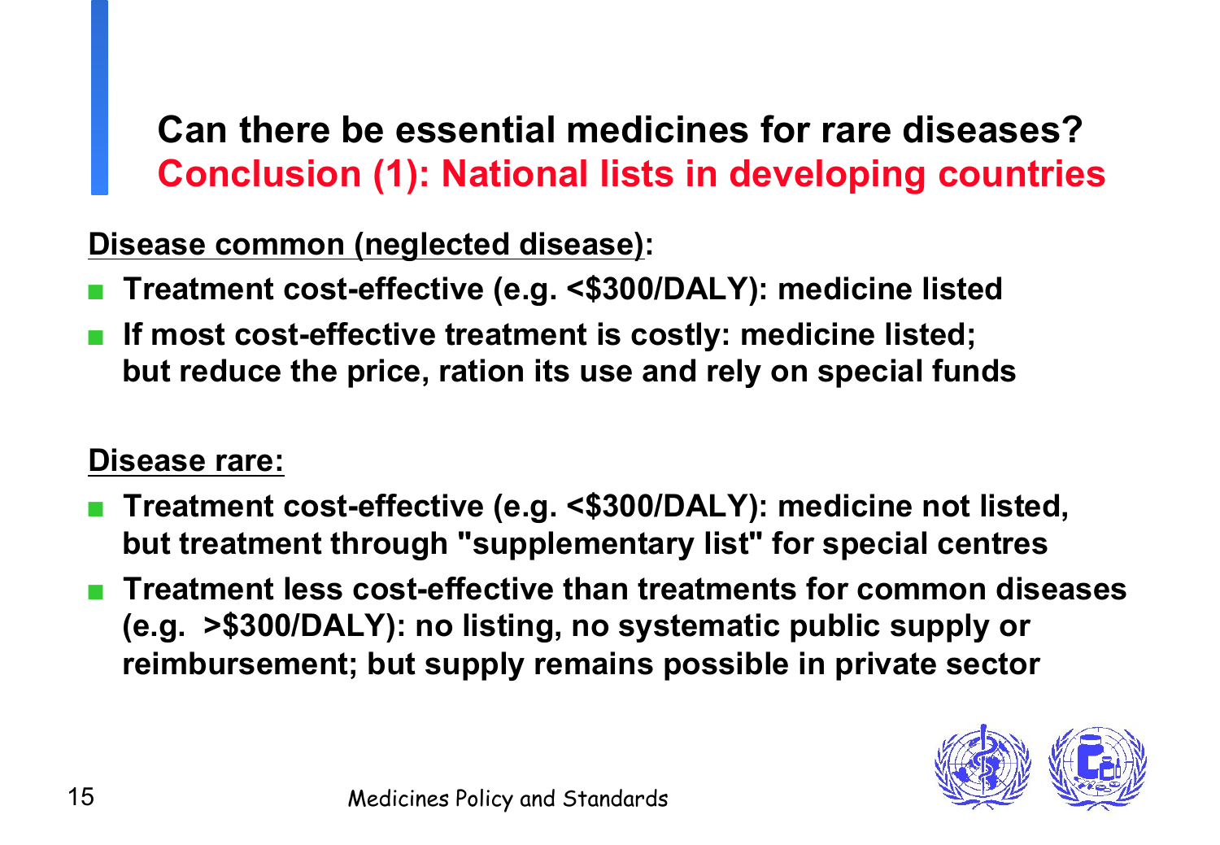## Can there be essential medicines for rare diseases?
## Conclusion (1): National lists in developing countries

**Disease common (neglected disease):**

- **Treatment cost-effective (e.g. <$300/DALY): medicine listed**
- **If most cost-effective treatment is costly: medicine listed; but reduce the price, ration its use and rely on special funds**

**Disease rare:**

- **Treatment cost-effective (e.g. <$300/DALY): medicine not listed, but treatment through "supplementary list" for special centres**
- **Treatment less cost-effective than treatments for common diseases (e.g. >$300/DALY): no listing, no systematic public supply or reimbursement; but supply remains possible in private sector**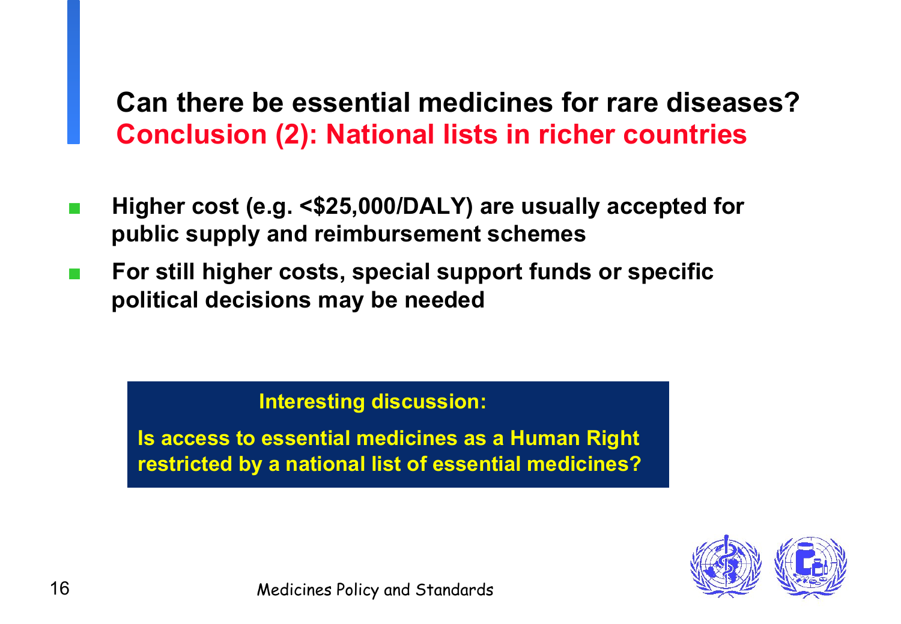# Can there be essential medicines for rare diseases?

## Conclusion (2): National lists in richer countries

- Higher cost (e.g. <$25,000/DALY) are usually accepted for public supply and reimbursement schemes
- For still higher costs, special support funds or specific political decisions may be needed

**Interesting discussion:**

**Is access to essential medicines as a Human Right restricted by a national list of essential medicines?**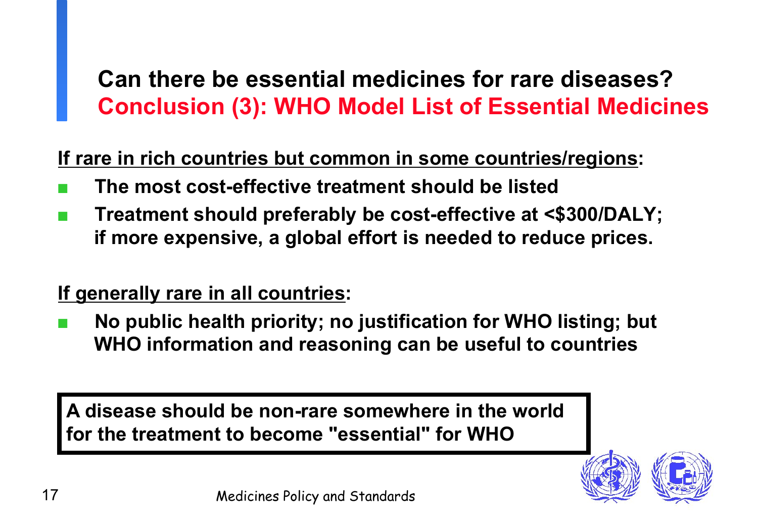# Can there be essential medicines for rare diseases?
## Conclusion (3): WHO Model List of Essential Medicines

**If rare in rich countries but common in some countries/regions:**

- **The most cost-effective treatment should be listed**
- **Treatment should preferably be cost-effective at <$300/DALY; if more expensive, a global effort is needed to reduce prices.**

**If generally rare in all countries:**

- **No public health priority; no justification for WHO listing; but WHO information and reasoning can be useful to countries**

> **A disease should be non-rare somewhere in the world for the treatment to become "essential" for WHO**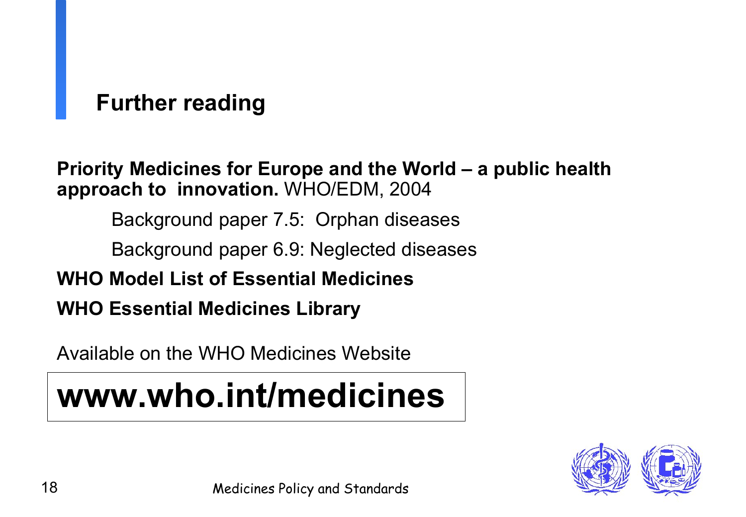## Further reading

**Priority Medicines for Europe and the World – a public health approach to innovation.** WHO/EDM, 2004

Background paper 7.5: Orphan diseases

Background paper 6.9: Neglected diseases

**WHO Model List of Essential Medicines**

**WHO Essential Medicines Library**

Available on the WHO Medicines Website

**www.who.int/medicines**